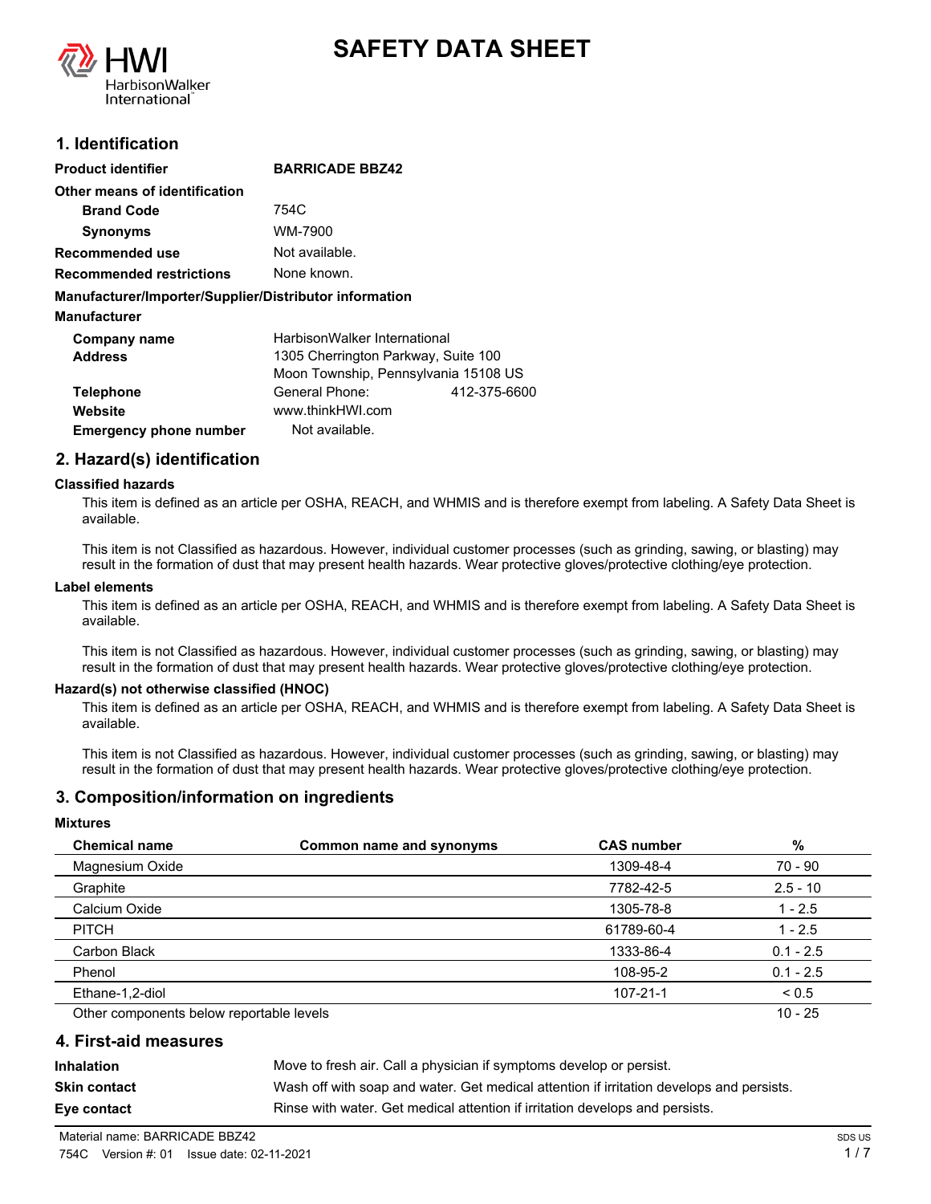# SAFETY DATA SHEET

## 1. Identification

**Product identifier** **BARRICADE BBZ42**

**Other means of identification**

| | |
|---|---|
| **Brand Code** | 754C |
| **Synonyms** | WM-7900 |
| **Recommended use** | Not available. |
| **Recommended restrictions** | None known. |

**Manufacturer/Importer/Supplier/Distributor information**

**Manufacturer**

| | |
|---|---|
| **Company name** | HarbisonWalker International |
| **Address** | 1305 Cherrington Parkway, Suite 100<br>Moon Township, Pennsylvania 15108 US |
| **Telephone** | General Phone: 412-375-6600 |
| **Website** | www.thinkHWI.com |
| **Emergency phone number** | Not available. |

## 2. Hazard(s) identification

**Classified hazards**

This item is defined as an article per OSHA, REACH, and WHMIS and is therefore exempt from labeling. A Safety Data Sheet is available.

This item is not Classified as hazardous. However, individual customer processes (such as grinding, sawing, or blasting) may result in the formation of dust that may present health hazards. Wear protective gloves/protective clothing/eye protection.

**Label elements**

This item is defined as an article per OSHA, REACH, and WHMIS and is therefore exempt from labeling. A Safety Data Sheet is available.

This item is not Classified as hazardous. However, individual customer processes (such as grinding, sawing, or blasting) may result in the formation of dust that may present health hazards. Wear protective gloves/protective clothing/eye protection.

**Hazard(s) not otherwise classified (HNOC)**

This item is defined as an article per OSHA, REACH, and WHMIS and is therefore exempt from labeling. A Safety Data Sheet is available.

This item is not Classified as hazardous. However, individual customer processes (such as grinding, sawing, or blasting) may result in the formation of dust that may present health hazards. Wear protective gloves/protective clothing/eye protection.

## 3. Composition/information on ingredients

**Mixtures**

| Chemical name | Common name and synonyms | CAS number | % |
|---|---|---|---|
| Magnesium Oxide | | 1309-48-4 | 70 - 90 |
| Graphite | | 7782-42-5 | 2.5 - 10 |
| Calcium Oxide | | 1305-78-8 | 1 - 2.5 |
| PITCH | | 61789-60-4 | 1 - 2.5 |
| Carbon Black | | 1333-86-4 | 0.1 - 2.5 |
| Phenol | | 108-95-2 | 0.1 - 2.5 |
| Ethane-1,2-diol | | 107-21-1 | < 0.5 |
| Other components below reportable levels | | | 10 - 25 |

## 4. First-aid measures

| | |
|---|---|
| **Inhalation** | Move to fresh air. Call a physician if symptoms develop or persist. |
| **Skin contact** | Wash off with soap and water. Get medical attention if irritation develops and persists. |
| **Eye contact** | Rinse with water. Get medical attention if irritation develops and persists. |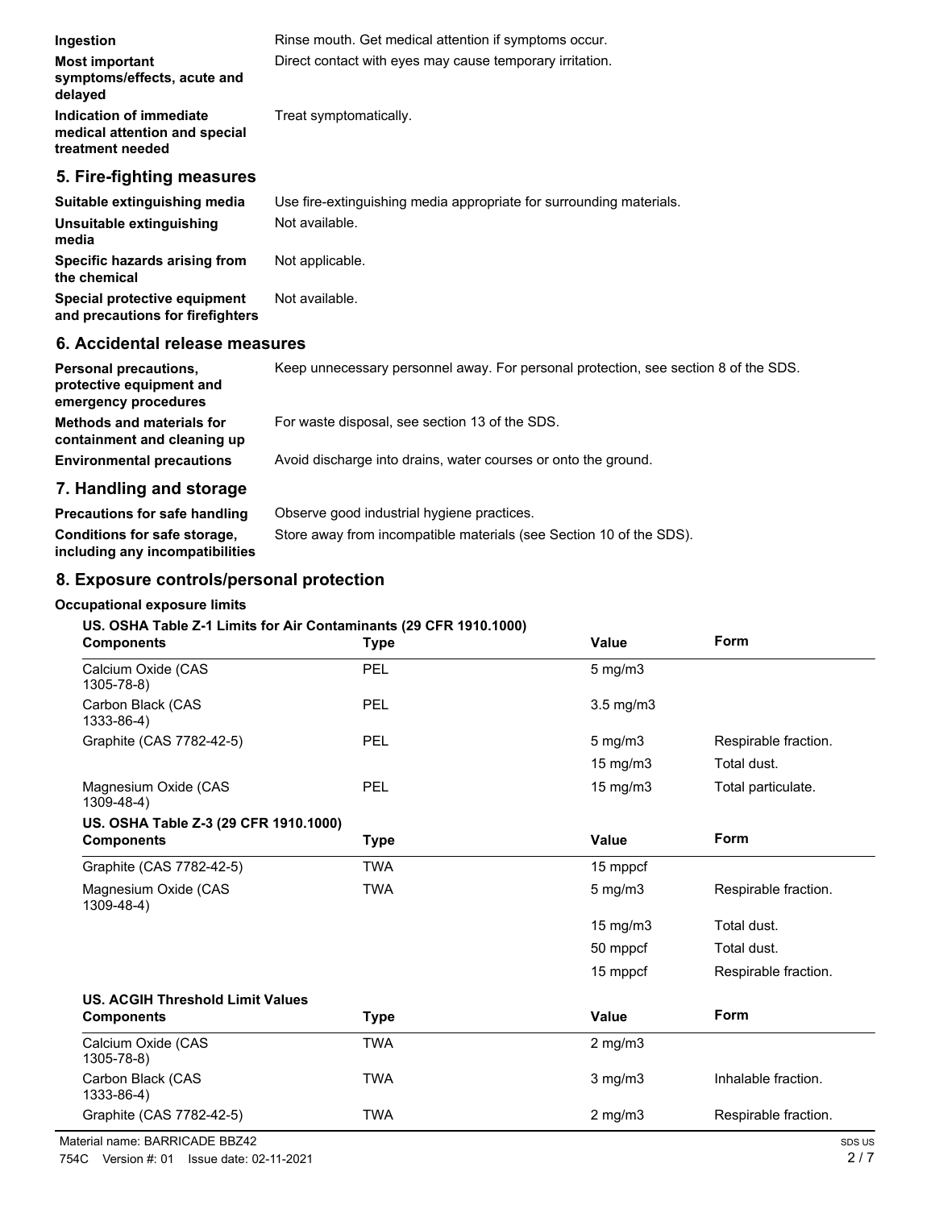| | |
|---|---|
| **Ingestion** | Rinse mouth. Get medical attention if symptoms occur. |
| **Most important symptoms/effects, acute and delayed** | Direct contact with eyes may cause temporary irritation. |
| **Indication of immediate medical attention and special treatment needed** | Treat symptomatically. |

## 5. Fire-fighting measures

| | |
|---|---|
| **Suitable extinguishing media** | Use fire-extinguishing media appropriate for surrounding materials. |
| **Unsuitable extinguishing media** | Not available. |
| **Specific hazards arising from the chemical** | Not applicable. |
| **Special protective equipment and precautions for firefighters** | Not available. |

## 6. Accidental release measures

| | |
|---|---|
| **Personal precautions, protective equipment and emergency procedures** | Keep unnecessary personnel away. For personal protection, see section 8 of the SDS. |
| **Methods and materials for containment and cleaning up** | For waste disposal, see section 13 of the SDS. |
| **Environmental precautions** | Avoid discharge into drains, water courses or onto the ground. |

## 7. Handling and storage

| | |
|---|---|
| **Precautions for safe handling** | Observe good industrial hygiene practices. |
| **Conditions for safe storage, including any incompatibilities** | Store away from incompatible materials (see Section 10 of the SDS). |

## 8. Exposure controls/personal protection

**Occupational exposure limits**

**US. OSHA Table Z-1 Limits for Air Contaminants (29 CFR 1910.1000)**

| Components | Type | Value | Form |
|---|---|---|---|
| Calcium Oxide (CAS 1305-78-8) | PEL | 5 mg/m3 | |
| Carbon Black (CAS 1333-86-4) | PEL | 3.5 mg/m3 | |
| Graphite (CAS 7782-42-5) | PEL | 5 mg/m3 | Respirable fraction. |
| | | 15 mg/m3 | Total dust. |
| Magnesium Oxide (CAS 1309-48-4) | PEL | 15 mg/m3 | Total particulate. |

**US. OSHA Table Z-3 (29 CFR 1910.1000)**

| Components | Type | Value | Form |
|---|---|---|---|
| Graphite (CAS 7782-42-5) | TWA | 15 mppcf | |
| Magnesium Oxide (CAS 1309-48-4) | TWA | 5 mg/m3 | Respirable fraction. |
| | | 15 mg/m3 | Total dust. |
| | | 50 mppcf | Total dust. |
| | | 15 mppcf | Respirable fraction. |

**US. ACGIH Threshold Limit Values**

| Components | Type | Value | Form |
|---|---|---|---|
| Calcium Oxide (CAS 1305-78-8) | TWA | 2 mg/m3 | |
| Carbon Black (CAS 1333-86-4) | TWA | 3 mg/m3 | Inhalable fraction. |
| Graphite (CAS 7782-42-5) | TWA | 2 mg/m3 | Respirable fraction. |

Material name: BARRICADE BBZ42

754C Version #: 01 Issue date: 02-11-2021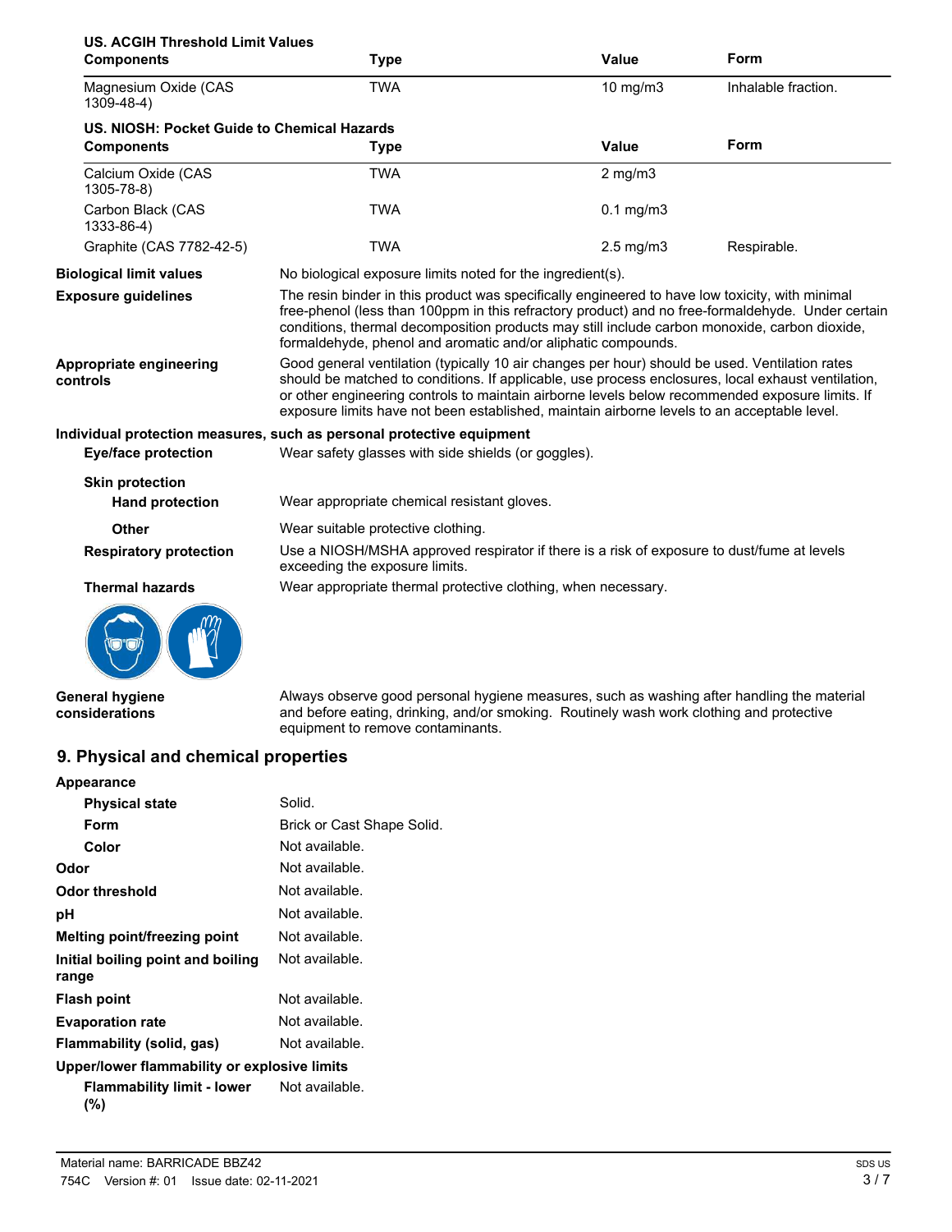**US. ACGIH Threshold Limit Values**

| Components | Type | Value | Form |
|---|---|---|---|
| Magnesium Oxide (CAS 1309-48-4) | TWA | 10 mg/m3 | Inhalable fraction. |

**US. NIOSH: Pocket Guide to Chemical Hazards**

| Components | Type | Value | Form |
|---|---|---|---|
| Calcium Oxide (CAS 1305-78-8) | TWA | 2 mg/m3 | |
| Carbon Black (CAS 1333-86-4) | TWA | 0.1 mg/m3 | |
| Graphite (CAS 7782-42-5) | TWA | 2.5 mg/m3 | Respirable. |

**Biological limit values** No biological exposure limits noted for the ingredient(s).

**Exposure guidelines** The resin binder in this product was specifically engineered to have low toxicity, with minimal free-phenol (less than 100ppm in this refractory product) and no free-formaldehyde. Under certain conditions, thermal decomposition products may still include carbon monoxide, carbon dioxide, formaldehyde, phenol and aromatic and/or aliphatic compounds.

**Appropriate engineering controls** Good general ventilation (typically 10 air changes per hour) should be used. Ventilation rates should be matched to conditions. If applicable, use process enclosures, local exhaust ventilation, or other engineering controls to maintain airborne levels below recommended exposure limits. If exposure limits have not been established, maintain airborne levels to an acceptable level.

**Individual protection measures, such as personal protective equipment**

**Eye/face protection** Wear safety glasses with side shields (or goggles).

**Skin protection**

**Hand protection** Wear appropriate chemical resistant gloves.

**Other** Wear suitable protective clothing.

**Respiratory protection** Use a NIOSH/MSHA approved respirator if there is a risk of exposure to dust/fume at levels exceeding the exposure limits.

**Thermal hazards** Wear appropriate thermal protective clothing, when necessary.

**General hygiene considerations** Always observe good personal hygiene measures, such as washing after handling the material and before eating, drinking, and/or smoking. Routinely wash work clothing and protective equipment to remove contaminants.

## 9. Physical and chemical properties

**Appearance**

| | |
|---|---|
| **Physical state** | Solid. |
| **Form** | Brick or Cast Shape Solid. |
| **Color** | Not available. |
| **Odor** | Not available. |
| **Odor threshold** | Not available. |
| **pH** | Not available. |
| **Melting point/freezing point** | Not available. |
| **Initial boiling point and boiling range** | Not available. |
| **Flash point** | Not available. |
| **Evaporation rate** | Not available. |
| **Flammability (solid, gas)** | Not available. |

**Upper/lower flammability or explosive limits**

| | |
|---|---|
| **Flammability limit - lower (%)** | Not available. |

Material name: BARRICADE BBZ42

754C Version #: 01 Issue date: 02-11-2021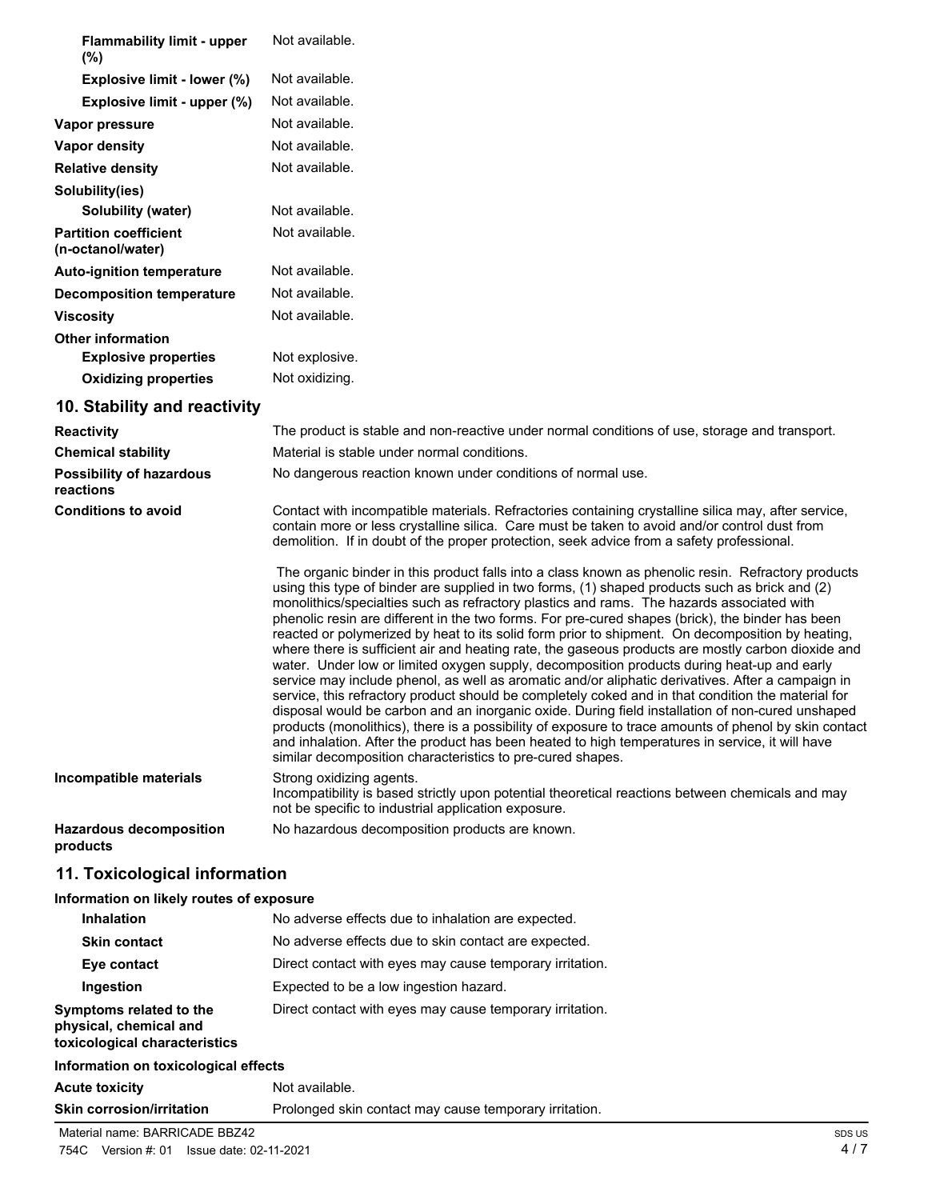| | |
|---|---|
| **Flammability limit - upper (%)** | Not available. |
| **Explosive limit - lower (%)** | Not available. |
| **Explosive limit - upper (%)** | Not available. |
| **Vapor pressure** | Not available. |
| **Vapor density** | Not available. |
| **Relative density** | Not available. |
| **Solubility(ies)** | |
| **Solubility (water)** | Not available. |
| **Partition coefficient (n-octanol/water)** | Not available. |
| **Auto-ignition temperature** | Not available. |
| **Decomposition temperature** | Not available. |
| **Viscosity** | Not available. |
| **Other information** | |
| **Explosive properties** | Not explosive. |
| **Oxidizing properties** | Not oxidizing. |

## 10. Stability and reactivity

| | |
|---|---|
| **Reactivity** | The product is stable and non-reactive under normal conditions of use, storage and transport. |
| **Chemical stability** | Material is stable under normal conditions. |
| **Possibility of hazardous reactions** | No dangerous reaction known under conditions of normal use. |
| **Conditions to avoid** | Contact with incompatible materials. Refractories containing crystalline silica may, after service, contain more or less crystalline silica. Care must be taken to avoid and/or control dust from demolition. If in doubt of the proper protection, seek advice from a safety professional.<br><br>The organic binder in this product falls into a class known as phenolic resin. Refractory products using this type of binder are supplied in two forms, (1) shaped products such as brick and (2) monolithics/specialties such as refractory plastics and rams. The hazards associated with phenolic resin are different in the two forms. For pre-cured shapes (brick), the binder has been reacted or polymerized by heat to its solid form prior to shipment. On decomposition by heating, where there is sufficient air and heating rate, the gaseous products are mostly carbon dioxide and water. Under low or limited oxygen supply, decomposition products during heat-up and early service may include phenol, as well as aromatic and/or aliphatic derivatives. After a campaign in service, this refractory product should be completely coked and in that condition the material for disposal would be carbon and an inorganic oxide. During field installation of non-cured unshaped products (monolithics), there is a possibility of exposure to trace amounts of phenol by skin contact and inhalation. After the product has been heated to high temperatures in service, it will have similar decomposition characteristics to pre-cured shapes. |
| **Incompatible materials** | Strong oxidizing agents.<br>Incompatibility is based strictly upon potential theoretical reactions between chemicals and may not be specific to industrial application exposure. |
| **Hazardous decomposition products** | No hazardous decomposition products are known. |

## 11. Toxicological information

**Information on likely routes of exposure**

| | |
|---|---|
| **Inhalation** | No adverse effects due to inhalation are expected. |
| **Skin contact** | No adverse effects due to skin contact are expected. |
| **Eye contact** | Direct contact with eyes may cause temporary irritation. |
| **Ingestion** | Expected to be a low ingestion hazard. |
| **Symptoms related to the physical, chemical and toxicological characteristics** | Direct contact with eyes may cause temporary irritation. |

**Information on toxicological effects**

| | |
|---|---|
| **Acute toxicity** | Not available. |
| **Skin corrosion/irritation** | Prolonged skin contact may cause temporary irritation. |

Material name: BARRICADE BBZ42

754C Version #: 01 Issue date: 02-11-2021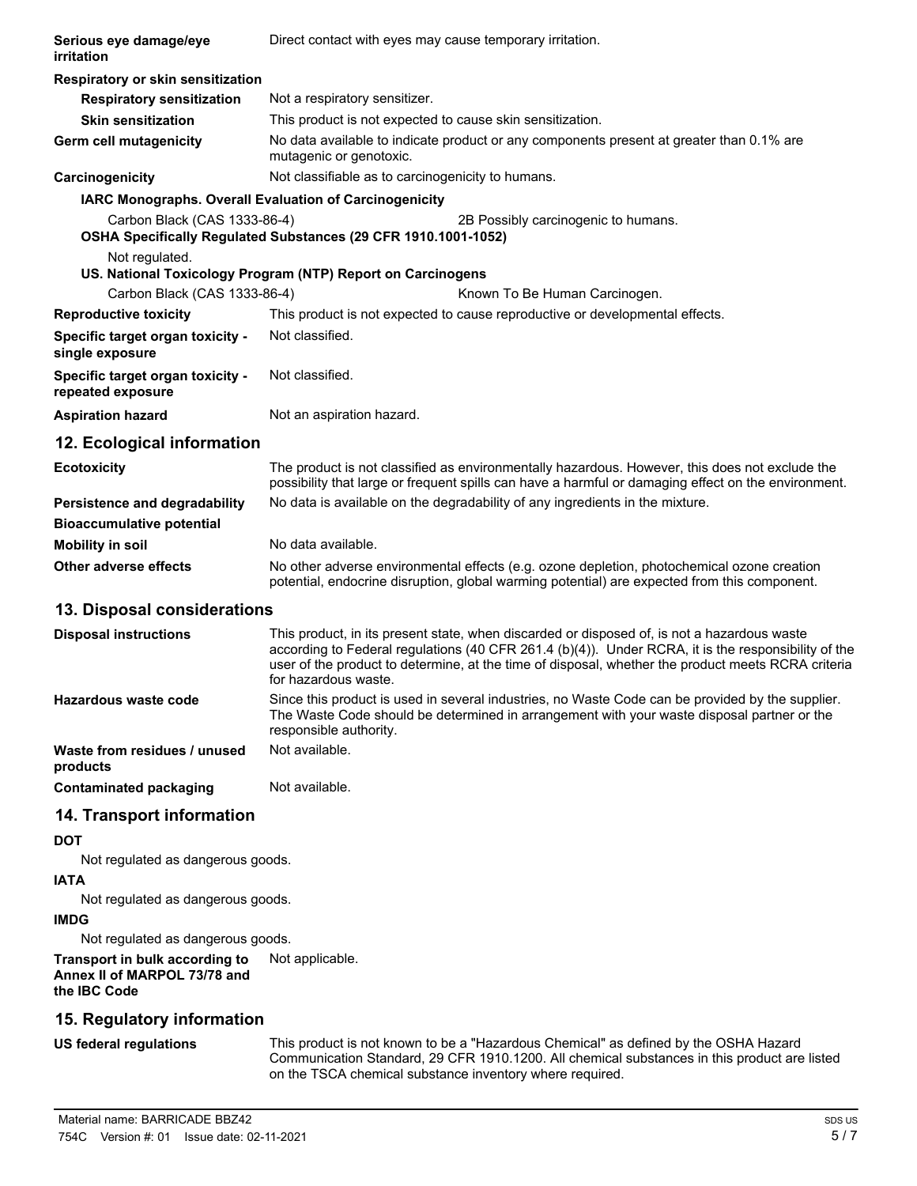| | |
|---|---|
| **Serious eye damage/eye irritation** | Direct contact with eyes may cause temporary irritation. |
| **Respiratory or skin sensitization** | |
| **Respiratory sensitization** | Not a respiratory sensitizer. |
| **Skin sensitization** | This product is not expected to cause skin sensitization. |
| **Germ cell mutagenicity** | No data available to indicate product or any components present at greater than 0.1% are mutagenic or genotoxic. |
| **Carcinogenicity** | Not classifiable as to carcinogenicity to humans. |

**IARC Monographs. Overall Evaluation of Carcinogenicity**

| | |
|---|---|
| Carbon Black (CAS 1333-86-4) | 2B Possibly carcinogenic to humans. |

**OSHA Specifically Regulated Substances (29 CFR 1910.1001-1052)**

Not regulated.

**US. National Toxicology Program (NTP) Report on Carcinogens**

| | |
|---|---|
| Carbon Black (CAS 1333-86-4) | Known To Be Human Carcinogen. |

| | |
|---|---|
| **Reproductive toxicity** | This product is not expected to cause reproductive or developmental effects. |
| **Specific target organ toxicity - single exposure** | Not classified. |
| **Specific target organ toxicity - repeated exposure** | Not classified. |
| **Aspiration hazard** | Not an aspiration hazard. |

## 12. Ecological information

| | |
|---|---|
| **Ecotoxicity** | The product is not classified as environmentally hazardous. However, this does not exclude the possibility that large or frequent spills can have a harmful or damaging effect on the environment. |
| **Persistence and degradability** | No data is available on the degradability of any ingredients in the mixture. |
| **Bioaccumulative potential** | |
| **Mobility in soil** | No data available. |
| **Other adverse effects** | No other adverse environmental effects (e.g. ozone depletion, photochemical ozone creation potential, endocrine disruption, global warming potential) are expected from this component. |

## 13. Disposal considerations

| | |
|---|---|
| **Disposal instructions** | This product, in its present state, when discarded or disposed of, is not a hazardous waste according to Federal regulations (40 CFR 261.4 (b)(4)). Under RCRA, it is the responsibility of the user of the product to determine, at the time of disposal, whether the product meets RCRA criteria for hazardous waste. |
| **Hazardous waste code** | Since this product is used in several industries, no Waste Code can be provided by the supplier. The Waste Code should be determined in arrangement with your waste disposal partner or the responsible authority. |
| **Waste from residues / unused products** | Not available. |
| **Contaminated packaging** | Not available. |

## 14. Transport information

**DOT**

Not regulated as dangerous goods.

**IATA**

Not regulated as dangerous goods.

**IMDG**

Not regulated as dangerous goods.

| | |
|---|---|
| **Transport in bulk according to Annex II of MARPOL 73/78 and the IBC Code** | Not applicable. |

## 15. Regulatory information

| | |
|---|---|
| **US federal regulations** | This product is not known to be a "Hazardous Chemical" as defined by the OSHA Hazard Communication Standard, 29 CFR 1910.1200. All chemical substances in this product are listed on the TSCA chemical substance inventory where required. |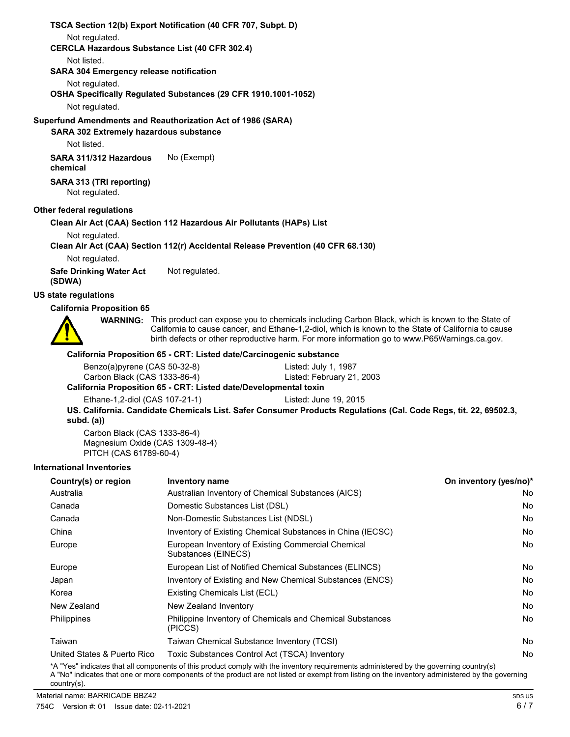**TSCA Section 12(b) Export Notification (40 CFR 707, Subpt. D)**

Not regulated.

**CERCLA Hazardous Substance List (40 CFR 302.4)**

Not listed.

**SARA 304 Emergency release notification**

Not regulated.

**OSHA Specifically Regulated Substances (29 CFR 1910.1001-1052)**

Not regulated.

**Superfund Amendments and Reauthorization Act of 1986 (SARA)**

**SARA 302 Extremely hazardous substance**

Not listed.

**SARA 311/312 Hazardous chemical** No (Exempt)

**SARA 313 (TRI reporting)**

Not regulated.

**Other federal regulations**

**Clean Air Act (CAA) Section 112 Hazardous Air Pollutants (HAPs) List**

Not regulated.

**Clean Air Act (CAA) Section 112(r) Accidental Release Prevention (40 CFR 68.130)**

Not regulated.

**Safe Drinking Water Act (SDWA)** Not regulated.

**US state regulations**

**California Proposition 65**

**WARNING:** This product can expose you to chemicals including Carbon Black, which is known to the State of California to cause cancer, and Ethane-1,2-diol, which is known to the State of California to cause birth defects or other reproductive harm. For more information go to www.P65Warnings.ca.gov.

**California Proposition 65 - CRT: Listed date/Carcinogenic substance**

Benzo(a)pyrene (CAS 50-32-8) Listed: July 1, 1987
Carbon Black (CAS 1333-86-4) Listed: February 21, 2003

**California Proposition 65 - CRT: Listed date/Developmental toxin**

Ethane-1,2-diol (CAS 107-21-1) Listed: June 19, 2015

**US. California. Candidate Chemicals List. Safer Consumer Products Regulations (Cal. Code Regs, tit. 22, 69502.3, subd. (a))**

Carbon Black (CAS 1333-86-4)
Magnesium Oxide (CAS 1309-48-4)
PITCH (CAS 61789-60-4)

**International Inventories**

| Country(s) or region | Inventory name | On inventory (yes/no)* |
|---|---|---|
| Australia | Australian Inventory of Chemical Substances (AICS) | No |
| Canada | Domestic Substances List (DSL) | No |
| Canada | Non-Domestic Substances List (NDSL) | No |
| China | Inventory of Existing Chemical Substances in China (IECSC) | No |
| Europe | European Inventory of Existing Commercial Chemical Substances (EINECS) | No |
| Europe | European List of Notified Chemical Substances (ELINCS) | No |
| Japan | Inventory of Existing and New Chemical Substances (ENCS) | No |
| Korea | Existing Chemicals List (ECL) | No |
| New Zealand | New Zealand Inventory | No |
| Philippines | Philippine Inventory of Chemicals and Chemical Substances (PICCS) | No |
| Taiwan | Taiwan Chemical Substance Inventory (TCSI) | No |
| United States & Puerto Rico | Toxic Substances Control Act (TSCA) Inventory | No |

*A "Yes" indicates that all components of this product comply with the inventory requirements administered by the governing country(s)
A "No" indicates that one or more components of the product are not listed or exempt from listing on the inventory administered by the governing country(s).

Material name: BARRICADE BBZ42
754C Version #: 01 Issue date: 02-11-2021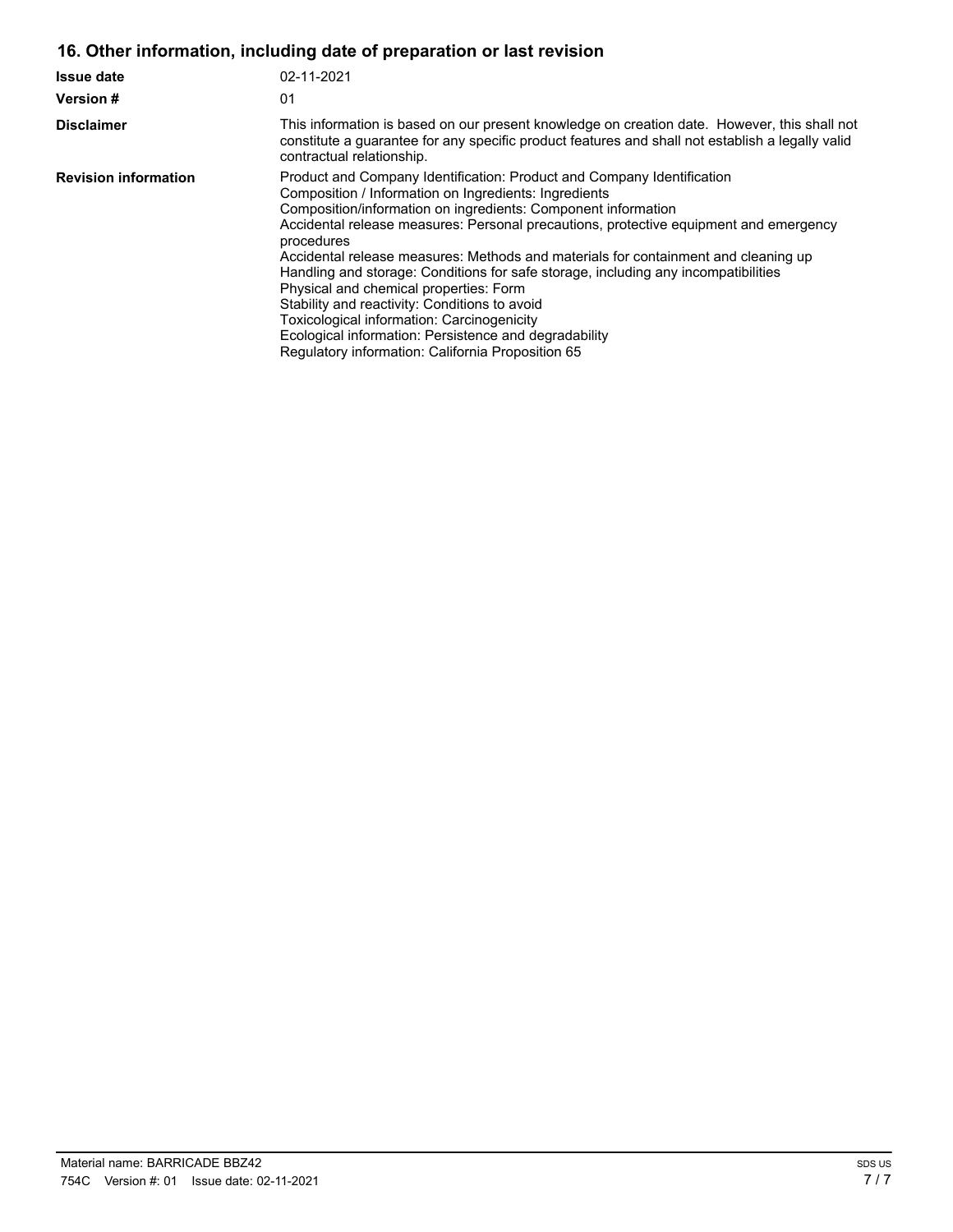## 16. Other information, including date of preparation or last revision

| | |
|---|---|
| **Issue date** | 02-11-2021 |
| **Version #** | 01 |
| **Disclaimer** | This information is based on our present knowledge on creation date. However, this shall not constitute a guarantee for any specific product features and shall not establish a legally valid contractual relationship. |
| **Revision information** | Product and Company Identification: Product and Company Identification<br>Composition / Information on Ingredients: Ingredients<br>Composition/information on ingredients: Component information<br>Accidental release measures: Personal precautions, protective equipment and emergency procedures<br>Accidental release measures: Methods and materials for containment and cleaning up<br>Handling and storage: Conditions for safe storage, including any incompatibilities<br>Physical and chemical properties: Form<br>Stability and reactivity: Conditions to avoid<br>Toxicological information: Carcinogenicity<br>Ecological information: Persistence and degradability<br>Regulatory information: California Proposition 65 |